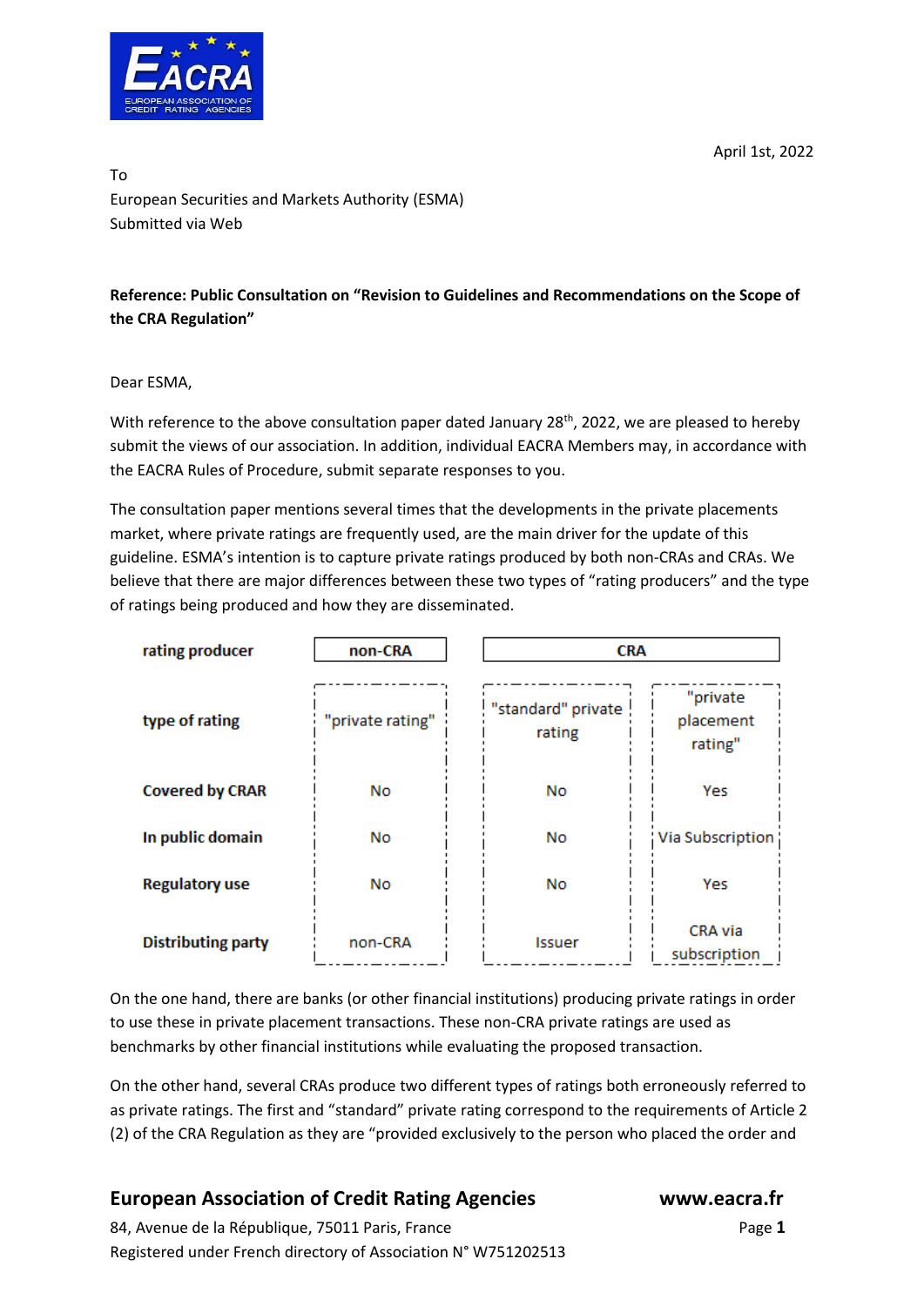April 1st, 2022

To
European Securities and Markets Authority (ESMA)
Submitted via Web

**Reference: Public Consultation on "Revision to Guidelines and Recommendations on the Scope of the CRA Regulation"**

Dear ESMA,

With reference to the above consultation paper dated January 28th, 2022, we are pleased to hereby submit the views of our association. In addition, individual EACRA Members may, in accordance with the EACRA Rules of Procedure, submit separate responses to you.

The consultation paper mentions several times that the developments in the private placements market, where private ratings are frequently used, are the main driver for the update of this guideline. ESMA's intention is to capture private ratings produced by both non-CRAs and CRAs. We believe that there are major differences between these two types of "rating producers" and the type of ratings being produced and how they are disseminated.

| **rating producer** | **non-CRA** | **CRA** | |
|---|---|---|---|
| **type of rating** | "private rating" | "standard" private rating | "private placement rating" |
| **Covered by CRAR** | No | No | Yes |
| **In public domain** | No | No | Via Subscription |
| **Regulatory use** | No | No | Yes |
| **Distributing party** | non-CRA | Issuer | CRA via subscription |

On the one hand, there are banks (or other financial institutions) producing private ratings in order to use these in private placement transactions. These non-CRA private ratings are used as benchmarks by other financial institutions while evaluating the proposed transaction.

On the other hand, several CRAs produce two different types of ratings both erroneously referred to as private ratings. The first and "standard" private rating correspond to the requirements of Article 2 (2) of the CRA Regulation as they are "provided exclusively to the person who placed the order and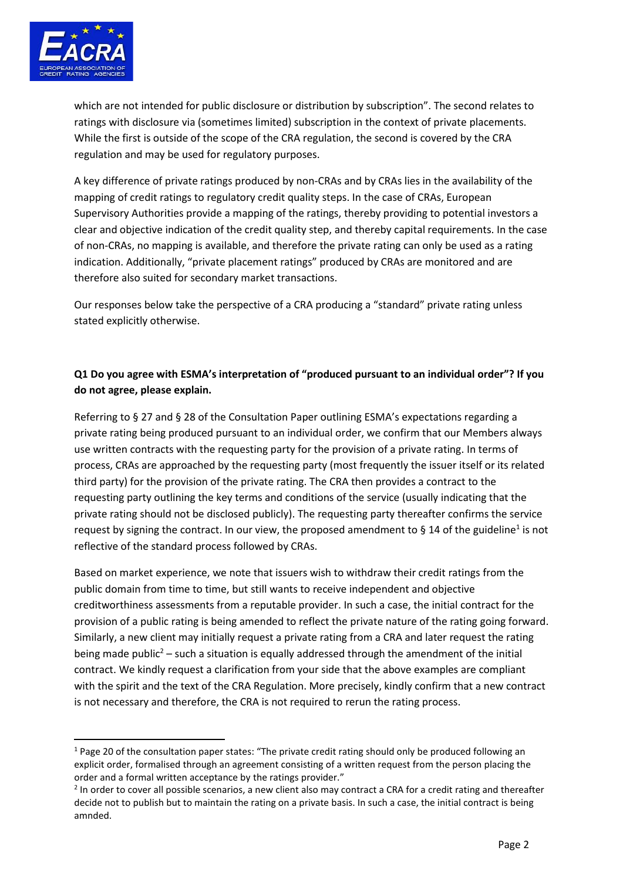which are not intended for public disclosure or distribution by subscription". The second relates to ratings with disclosure via (sometimes limited) subscription in the context of private placements. While the first is outside of the scope of the CRA regulation, the second is covered by the CRA regulation and may be used for regulatory purposes.

A key difference of private ratings produced by non-CRAs and by CRAs lies in the availability of the mapping of credit ratings to regulatory credit quality steps. In the case of CRAs, European Supervisory Authorities provide a mapping of the ratings, thereby providing to potential investors a clear and objective indication of the credit quality step, and thereby capital requirements. In the case of non-CRAs, no mapping is available, and therefore the private rating can only be used as a rating indication. Additionally, "private placement ratings" produced by CRAs are monitored and are therefore also suited for secondary market transactions.

Our responses below take the perspective of a CRA producing a "standard" private rating unless stated explicitly otherwise.

**Q1 Do you agree with ESMA's interpretation of "produced pursuant to an individual order"? If you do not agree, please explain.**

Referring to § 27 and § 28 of the Consultation Paper outlining ESMA's expectations regarding a private rating being produced pursuant to an individual order, we confirm that our Members always use written contracts with the requesting party for the provision of a private rating. In terms of process, CRAs are approached by the requesting party (most frequently the issuer itself or its related third party) for the provision of the private rating. The CRA then provides a contract to the requesting party outlining the key terms and conditions of the service (usually indicating that the private rating should not be disclosed publicly). The requesting party thereafter confirms the service request by signing the contract. In our view, the proposed amendment to § 14 of the guideline[1] is not reflective of the standard process followed by CRAs.

Based on market experience, we note that issuers wish to withdraw their credit ratings from the public domain from time to time, but still wants to receive independent and objective creditworthiness assessments from a reputable provider. In such a case, the initial contract for the provision of a public rating is being amended to reflect the private nature of the rating going forward. Similarly, a new client may initially request a private rating from a CRA and later request the rating being made public[2] – such a situation is equally addressed through the amendment of the initial contract. We kindly request a clarification from your side that the above examples are compliant with the spirit and the text of the CRA Regulation. More precisely, kindly confirm that a new contract is not necessary and therefore, the CRA is not required to rerun the rating process.

[1] Page 20 of the consultation paper states: "The private credit rating should only be produced following an explicit order, formalised through an agreement consisting of a written request from the person placing the order and a formal written acceptance by the ratings provider."

[2] In order to cover all possible scenarios, a new client also may contract a CRA for a credit rating and thereafter decide not to publish but to maintain the rating on a private basis. In such a case, the initial contract is being amnded.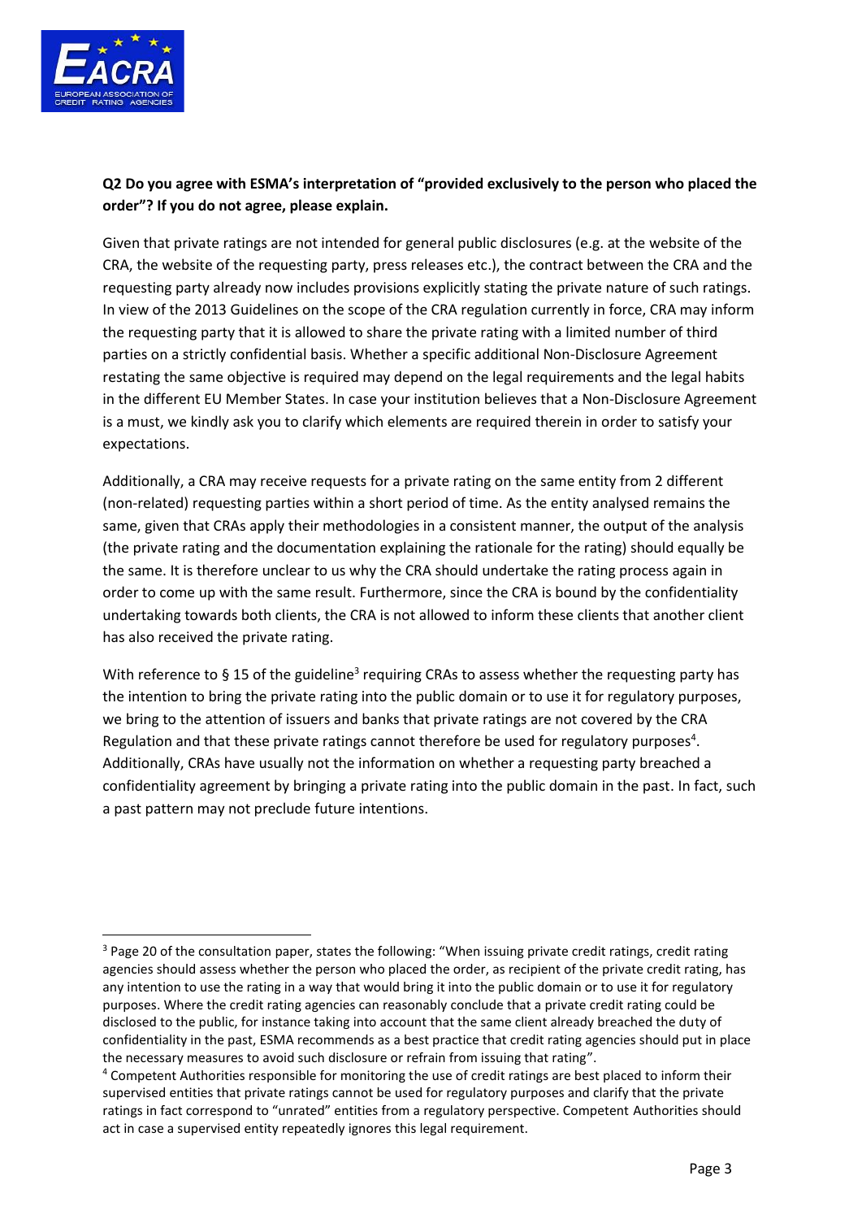**Q2 Do you agree with ESMA's interpretation of "provided exclusively to the person who placed the order"? If you do not agree, please explain.**

Given that private ratings are not intended for general public disclosures (e.g. at the website of the CRA, the website of the requesting party, press releases etc.), the contract between the CRA and the requesting party already now includes provisions explicitly stating the private nature of such ratings. In view of the 2013 Guidelines on the scope of the CRA regulation currently in force, CRA may inform the requesting party that it is allowed to share the private rating with a limited number of third parties on a strictly confidential basis. Whether a specific additional Non-Disclosure Agreement restating the same objective is required may depend on the legal requirements and the legal habits in the different EU Member States. In case your institution believes that a Non-Disclosure Agreement is a must, we kindly ask you to clarify which elements are required therein in order to satisfy your expectations.

Additionally, a CRA may receive requests for a private rating on the same entity from 2 different (non-related) requesting parties within a short period of time. As the entity analysed remains the same, given that CRAs apply their methodologies in a consistent manner, the output of the analysis (the private rating and the documentation explaining the rationale for the rating) should equally be the same. It is therefore unclear to us why the CRA should undertake the rating process again in order to come up with the same result. Furthermore, since the CRA is bound by the confidentiality undertaking towards both clients, the CRA is not allowed to inform these clients that another client has also received the private rating.

With reference to § 15 of the guideline[3] requiring CRAs to assess whether the requesting party has the intention to bring the private rating into the public domain or to use it for regulatory purposes, we bring to the attention of issuers and banks that private ratings are not covered by the CRA Regulation and that these private ratings cannot therefore be used for regulatory purposes[4]. Additionally, CRAs have usually not the information on whether a requesting party breached a confidentiality agreement by bringing a private rating into the public domain in the past. In fact, such a past pattern may not preclude future intentions.

---

[3] Page 20 of the consultation paper, states the following: "When issuing private credit ratings, credit rating agencies should assess whether the person who placed the order, as recipient of the private credit rating, has any intention to use the rating in a way that would bring it into the public domain or to use it for regulatory purposes. Where the credit rating agencies can reasonably conclude that a private credit rating could be disclosed to the public, for instance taking into account that the same client already breached the duty of confidentiality in the past, ESMA recommends as a best practice that credit rating agencies should put in place the necessary measures to avoid such disclosure or refrain from issuing that rating".

[4] Competent Authorities responsible for monitoring the use of credit ratings are best placed to inform their supervised entities that private ratings cannot be used for regulatory purposes and clarify that the private ratings in fact correspond to "unrated" entities from a regulatory perspective. Competent Authorities should act in case a supervised entity repeatedly ignores this legal requirement.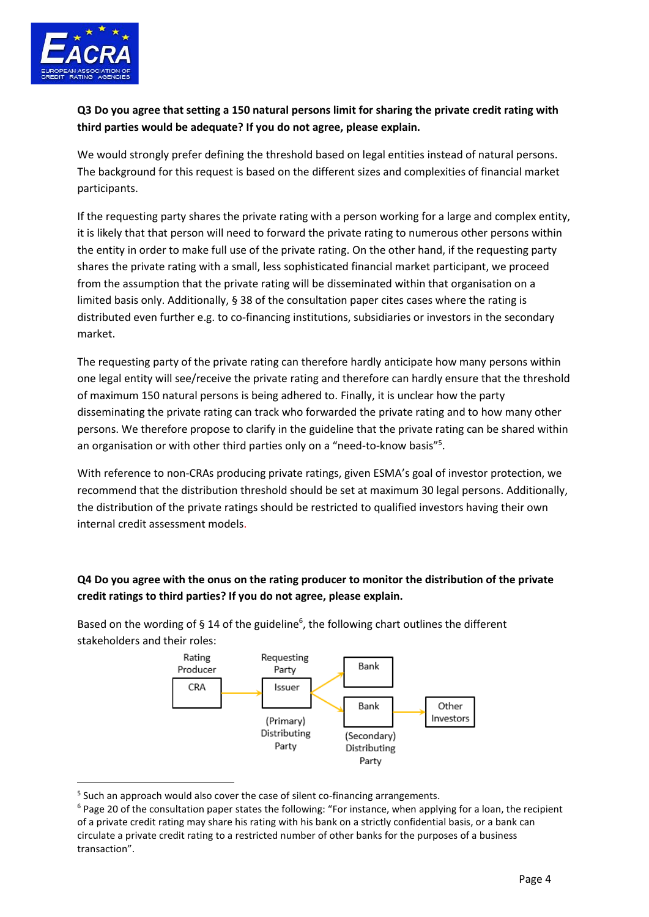**Q3 Do you agree that setting a 150 natural persons limit for sharing the private credit rating with third parties would be adequate? If you do not agree, please explain.**

We would strongly prefer defining the threshold based on legal entities instead of natural persons. The background for this request is based on the different sizes and complexities of financial market participants.

If the requesting party shares the private rating with a person working for a large and complex entity, it is likely that that person will need to forward the private rating to numerous other persons within the entity in order to make full use of the private rating. On the other hand, if the requesting party shares the private rating with a small, less sophisticated financial market participant, we proceed from the assumption that the private rating will be disseminated within that organisation on a limited basis only. Additionally, § 38 of the consultation paper cites cases where the rating is distributed even further e.g. to co-financing institutions, subsidiaries or investors in the secondary market.

The requesting party of the private rating can therefore hardly anticipate how many persons within one legal entity will see/receive the private rating and therefore can hardly ensure that the threshold of maximum 150 natural persons is being adhered to. Finally, it is unclear how the party disseminating the private rating can track who forwarded the private rating and to how many other persons. We therefore propose to clarify in the guideline that the private rating can be shared within an organisation or with other third parties only on a "need-to-know basis"[5].

With reference to non-CRAs producing private ratings, given ESMA's goal of investor protection, we recommend that the distribution threshold should be set at maximum 30 legal persons. Additionally, the distribution of the private ratings should be restricted to qualified investors having their own internal credit assessment models.

**Q4 Do you agree with the onus on the rating producer to monitor the distribution of the private credit ratings to third parties? If you do not agree, please explain.**

Based on the wording of § 14 of the guideline[6], the following chart outlines the different stakeholders and their roles:

```
Rating Producer      Requesting Party
    [CRA]  ------->     [Issuer]  -------> [Bank]
                                 \
                                  -------> [Bank] -------> [Other Investors]
                  (Primary) Distributing   (Secondary) Distributing
                        Party                    Party
```

[5] Such an approach would also cover the case of silent co-financing arrangements.

[6] Page 20 of the consultation paper states the following: "For instance, when applying for a loan, the recipient of a private credit rating may share his rating with his bank on a strictly confidential basis, or a bank can circulate a private credit rating to a restricted number of other banks for the purposes of a business transaction".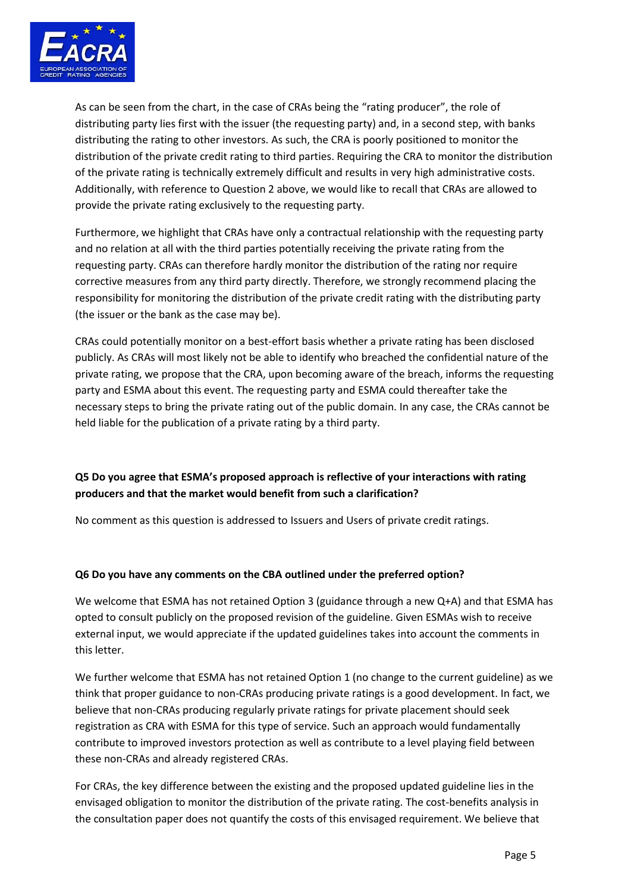As can be seen from the chart, in the case of CRAs being the "rating producer", the role of distributing party lies first with the issuer (the requesting party) and, in a second step, with banks distributing the rating to other investors. As such, the CRA is poorly positioned to monitor the distribution of the private credit rating to third parties. Requiring the CRA to monitor the distribution of the private rating is technically extremely difficult and results in very high administrative costs. Additionally, with reference to Question 2 above, we would like to recall that CRAs are allowed to provide the private rating exclusively to the requesting party.

Furthermore, we highlight that CRAs have only a contractual relationship with the requesting party and no relation at all with the third parties potentially receiving the private rating from the requesting party. CRAs can therefore hardly monitor the distribution of the rating nor require corrective measures from any third party directly. Therefore, we strongly recommend placing the responsibility for monitoring the distribution of the private credit rating with the distributing party (the issuer or the bank as the case may be).

CRAs could potentially monitor on a best-effort basis whether a private rating has been disclosed publicly. As CRAs will most likely not be able to identify who breached the confidential nature of the private rating, we propose that the CRA, upon becoming aware of the breach, informs the requesting party and ESMA about this event. The requesting party and ESMA could thereafter take the necessary steps to bring the private rating out of the public domain. In any case, the CRAs cannot be held liable for the publication of a private rating by a third party.

**Q5 Do you agree that ESMA's proposed approach is reflective of your interactions with rating producers and that the market would benefit from such a clarification?**

No comment as this question is addressed to Issuers and Users of private credit ratings.

**Q6 Do you have any comments on the CBA outlined under the preferred option?**

We welcome that ESMA has not retained Option 3 (guidance through a new Q+A) and that ESMA has opted to consult publicly on the proposed revision of the guideline. Given ESMAs wish to receive external input, we would appreciate if the updated guidelines takes into account the comments in this letter.

We further welcome that ESMA has not retained Option 1 (no change to the current guideline) as we think that proper guidance to non-CRAs producing private ratings is a good development. In fact, we believe that non-CRAs producing regularly private ratings for private placement should seek registration as CRA with ESMA for this type of service. Such an approach would fundamentally contribute to improved investors protection as well as contribute to a level playing field between these non-CRAs and already registered CRAs.

For CRAs, the key difference between the existing and the proposed updated guideline lies in the envisaged obligation to monitor the distribution of the private rating. The cost-benefits analysis in the consultation paper does not quantify the costs of this envisaged requirement. We believe that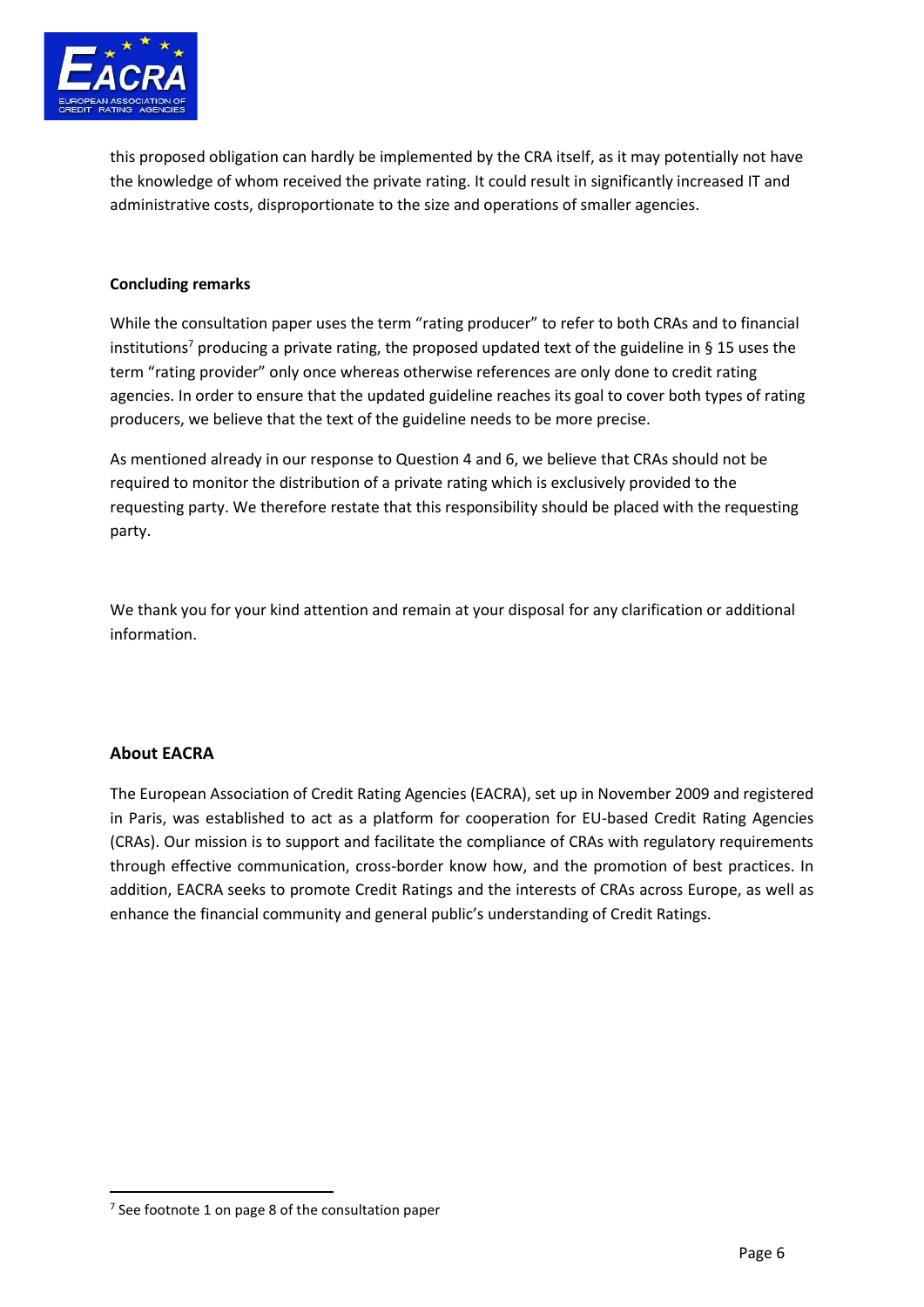this proposed obligation can hardly be implemented by the CRA itself, as it may potentially not have the knowledge of whom received the private rating. It could result in significantly increased IT and administrative costs, disproportionate to the size and operations of smaller agencies.

**Concluding remarks**

While the consultation paper uses the term "rating producer" to refer to both CRAs and to financial institutions[7] producing a private rating, the proposed updated text of the guideline in § 15 uses the term "rating provider" only once whereas otherwise references are only done to credit rating agencies. In order to ensure that the updated guideline reaches its goal to cover both types of rating producers, we believe that the text of the guideline needs to be more precise.

As mentioned already in our response to Question 4 and 6, we believe that CRAs should not be required to monitor the distribution of a private rating which is exclusively provided to the requesting party. We therefore restate that this responsibility should be placed with the requesting party.

We thank you for your kind attention and remain at your disposal for any clarification or additional information.

## About EACRA

The European Association of Credit Rating Agencies (EACRA), set up in November 2009 and registered in Paris, was established to act as a platform for cooperation for EU-based Credit Rating Agencies (CRAs). Our mission is to support and facilitate the compliance of CRAs with regulatory requirements through effective communication, cross-border know how, and the promotion of best practices. In addition, EACRA seeks to promote Credit Ratings and the interests of CRAs across Europe, as well as enhance the financial community and general public's understanding of Credit Ratings.

[7] See footnote 1 on page 8 of the consultation paper